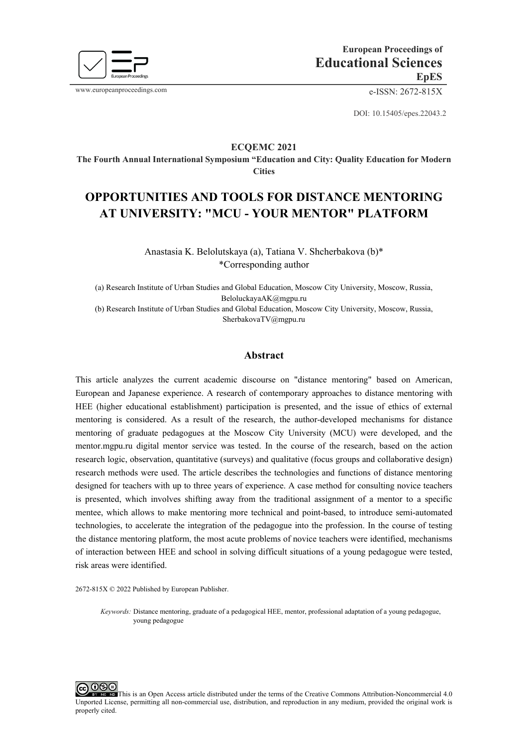European Proceedings of
**Educational Sciences**
**EpES**

www.europeanproceedings.com e-ISSN: 2672-815X

DOI: 10.15405/epes.22043.2

**ECQEMC 2021**

**The Fourth Annual International Symposium "Education and City: Quality Education for Modern Cities**

# OPPORTUNITIES AND TOOLS FOR DISTANCE MENTORING AT UNIVERSITY: "MCU - YOUR MENTOR" PLATFORM

Anastasia K. Belolutskaya (a), Tatiana V. Shcherbakova (b)*
*Corresponding author

(a) Research Institute of Urban Studies and Global Education, Moscow City University, Moscow, Russia, BeloluckayaAK@mgpu.ru
(b) Research Institute of Urban Studies and Global Education, Moscow City University, Moscow, Russia, SherbakovaTV@mgpu.ru

## Abstract

This article analyzes the current academic discourse on "distance mentoring" based on American, European and Japanese experience. A research of contemporary approaches to distance mentoring with HEE (higher educational establishment) participation is presented, and the issue of ethics of external mentoring is considered. As a result of the research, the author-developed mechanisms for distance mentoring of graduate pedagogues at the Moscow City University (MCU) were developed, and the mentor.mgpu.ru digital mentor service was tested. In the course of the research, based on the action research logic, observation, quantitative (surveys) and qualitative (focus groups and collaborative design) research methods were used. The article describes the technologies and functions of distance mentoring designed for teachers with up to three years of experience. A case method for consulting novice teachers is presented, which involves shifting away from the traditional assignment of a mentor to a specific mentee, which allows to make mentoring more technical and point-based, to introduce semi-automated technologies, to accelerate the integration of the pedagogue into the profession. In the course of testing the distance mentoring platform, the most acute problems of novice teachers were identified, mechanisms of interaction between HEE and school in solving difficult situations of a young pedagogue were tested, risk areas were identified.

2672-815X © 2022 Published by European Publisher.

*Keywords:* Distance mentoring, graduate of a pedagogical HEE, mentor, professional adaptation of a young pedagogue, young pedagogue

This is an Open Access article distributed under the terms of the Creative Commons Attribution-Noncommercial 4.0 Unported License, permitting all non-commercial use, distribution, and reproduction in any medium, provided the original work is properly cited.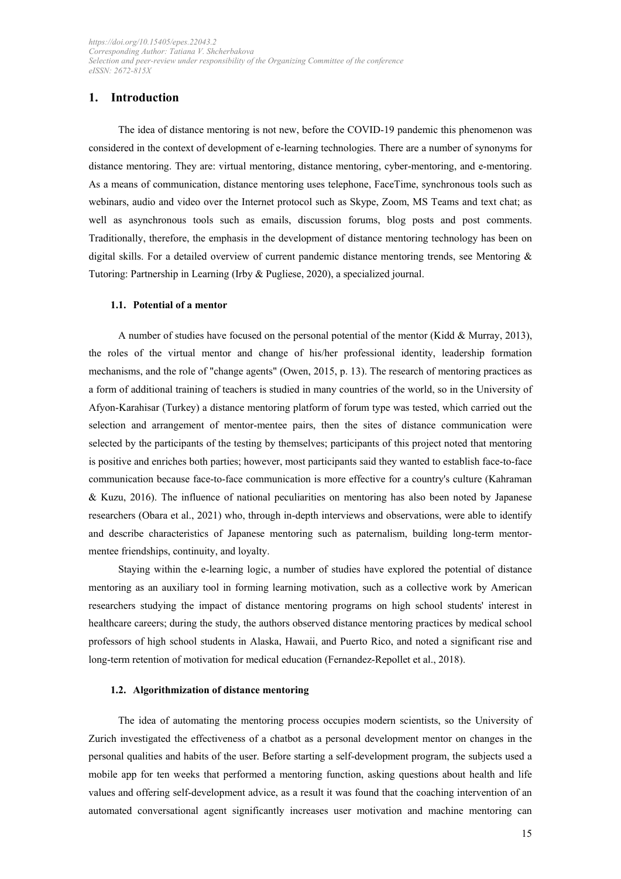## 1. Introduction

The idea of distance mentoring is not new, before the COVID-19 pandemic this phenomenon was considered in the context of development of e-learning technologies. There are a number of synonyms for distance mentoring. They are: virtual mentoring, distance mentoring, cyber-mentoring, and e-mentoring. As a means of communication, distance mentoring uses telephone, FaceTime, synchronous tools such as webinars, audio and video over the Internet protocol such as Skype, Zoom, MS Teams and text chat; as well as asynchronous tools such as emails, discussion forums, blog posts and post comments. Traditionally, therefore, the emphasis in the development of distance mentoring technology has been on digital skills. For a detailed overview of current pandemic distance mentoring trends, see Mentoring & Tutoring: Partnership in Learning (Irby & Pugliese, 2020), a specialized journal.

### 1.1. Potential of a mentor

A number of studies have focused on the personal potential of the mentor (Kidd & Murray, 2013), the roles of the virtual mentor and change of his/her professional identity, leadership formation mechanisms, and the role of "change agents" (Owen, 2015, p. 13). The research of mentoring practices as a form of additional training of teachers is studied in many countries of the world, so in the University of Afyon-Karahisar (Turkey) a distance mentoring platform of forum type was tested, which carried out the selection and arrangement of mentor-mentee pairs, then the sites of distance communication were selected by the participants of the testing by themselves; participants of this project noted that mentoring is positive and enriches both parties; however, most participants said they wanted to establish face-to-face communication because face-to-face communication is more effective for a country's culture (Kahraman & Kuzu, 2016). The influence of national peculiarities on mentoring has also been noted by Japanese researchers (Obara et al., 2021) who, through in-depth interviews and observations, were able to identify and describe characteristics of Japanese mentoring such as paternalism, building long-term mentor-mentee friendships, continuity, and loyalty.

Staying within the e-learning logic, a number of studies have explored the potential of distance mentoring as an auxiliary tool in forming learning motivation, such as a collective work by American researchers studying the impact of distance mentoring programs on high school students' interest in healthcare careers; during the study, the authors observed distance mentoring practices by medical school professors of high school students in Alaska, Hawaii, and Puerto Rico, and noted a significant rise and long-term retention of motivation for medical education (Fernandez-Repollet et al., 2018).

### 1.2. Algorithmization of distance mentoring

The idea of automating the mentoring process occupies modern scientists, so the University of Zurich investigated the effectiveness of a chatbot as a personal development mentor on changes in the personal qualities and habits of the user. Before starting a self-development program, the subjects used a mobile app for ten weeks that performed a mentoring function, asking questions about health and life values and offering self-development advice, as a result it was found that the coaching intervention of an automated conversational agent significantly increases user motivation and machine mentoring can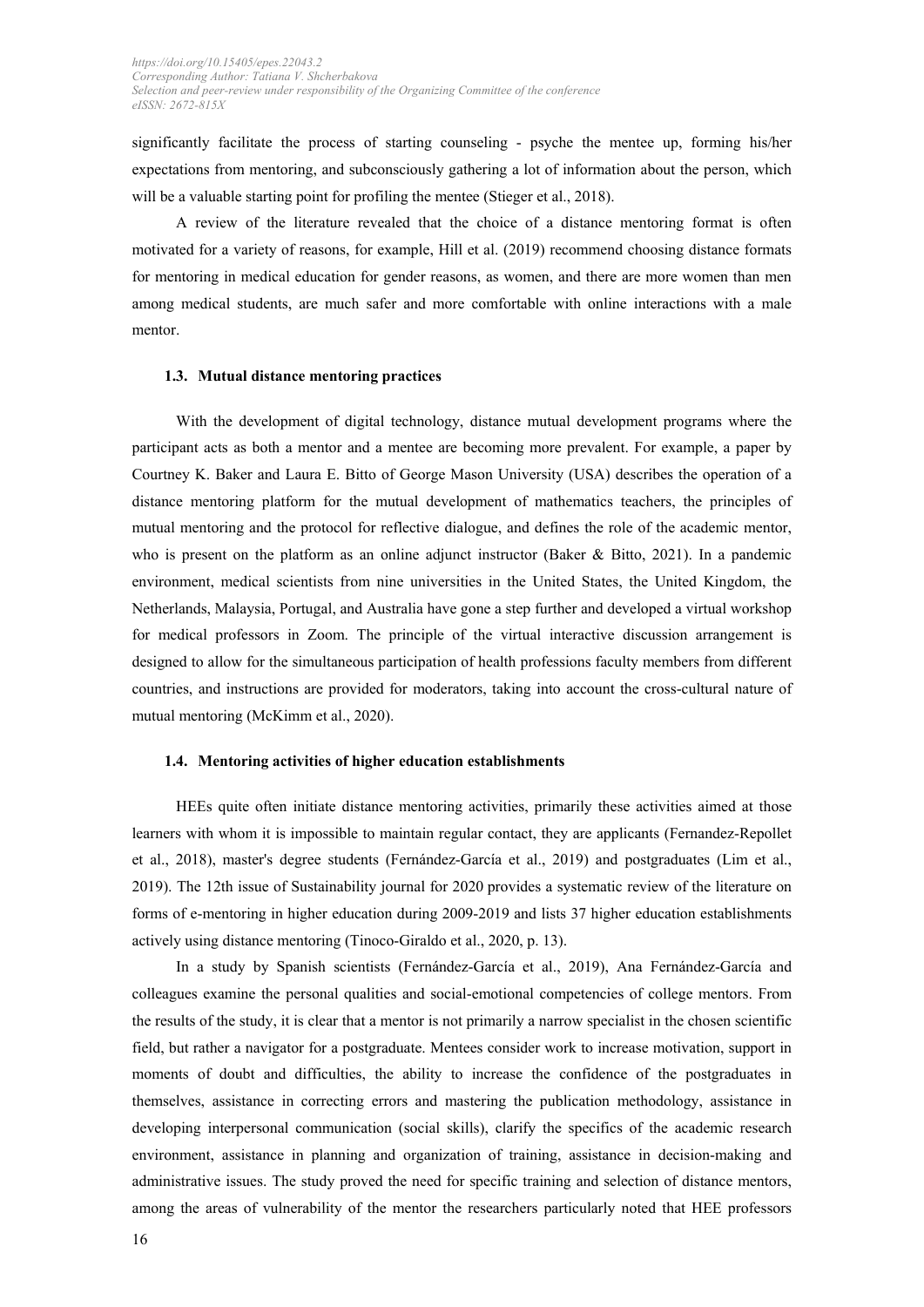significantly facilitate the process of starting counseling - psyche the mentee up, forming his/her expectations from mentoring, and subconsciously gathering a lot of information about the person, which will be a valuable starting point for profiling the mentee (Stieger et al., 2018).

A review of the literature revealed that the choice of a distance mentoring format is often motivated for a variety of reasons, for example, Hill et al. (2019) recommend choosing distance formats for mentoring in medical education for gender reasons, as women, and there are more women than men among medical students, are much safer and more comfortable with online interactions with a male mentor.

### 1.3. Mutual distance mentoring practices

With the development of digital technology, distance mutual development programs where the participant acts as both a mentor and a mentee are becoming more prevalent. For example, a paper by Courtney K. Baker and Laura E. Bitto of George Mason University (USA) describes the operation of a distance mentoring platform for the mutual development of mathematics teachers, the principles of mutual mentoring and the protocol for reflective dialogue, and defines the role of the academic mentor, who is present on the platform as an online adjunct instructor (Baker & Bitto, 2021). In a pandemic environment, medical scientists from nine universities in the United States, the United Kingdom, the Netherlands, Malaysia, Portugal, and Australia have gone a step further and developed a virtual workshop for medical professors in Zoom. The principle of the virtual interactive discussion arrangement is designed to allow for the simultaneous participation of health professions faculty members from different countries, and instructions are provided for moderators, taking into account the cross-cultural nature of mutual mentoring (McKimm et al., 2020).

### 1.4. Mentoring activities of higher education establishments

HEEs quite often initiate distance mentoring activities, primarily these activities aimed at those learners with whom it is impossible to maintain regular contact, they are applicants (Fernandez-Repollet et al., 2018), master's degree students (Fernández-García et al., 2019) and postgraduates (Lim et al., 2019). The 12th issue of Sustainability journal for 2020 provides a systematic review of the literature on forms of e-mentoring in higher education during 2009-2019 and lists 37 higher education establishments actively using distance mentoring (Tinoco-Giraldo et al., 2020, p. 13).

In a study by Spanish scientists (Fernández-García et al., 2019), Ana Fernández-García and colleagues examine the personal qualities and social-emotional competencies of college mentors. From the results of the study, it is clear that a mentor is not primarily a narrow specialist in the chosen scientific field, but rather a navigator for a postgraduate. Mentees consider work to increase motivation, support in moments of doubt and difficulties, the ability to increase the confidence of the postgraduates in themselves, assistance in correcting errors and mastering the publication methodology, assistance in developing interpersonal communication (social skills), clarify the specifics of the academic research environment, assistance in planning and organization of training, assistance in decision-making and administrative issues. The study proved the need for specific training and selection of distance mentors, among the areas of vulnerability of the mentor the researchers particularly noted that HEE professors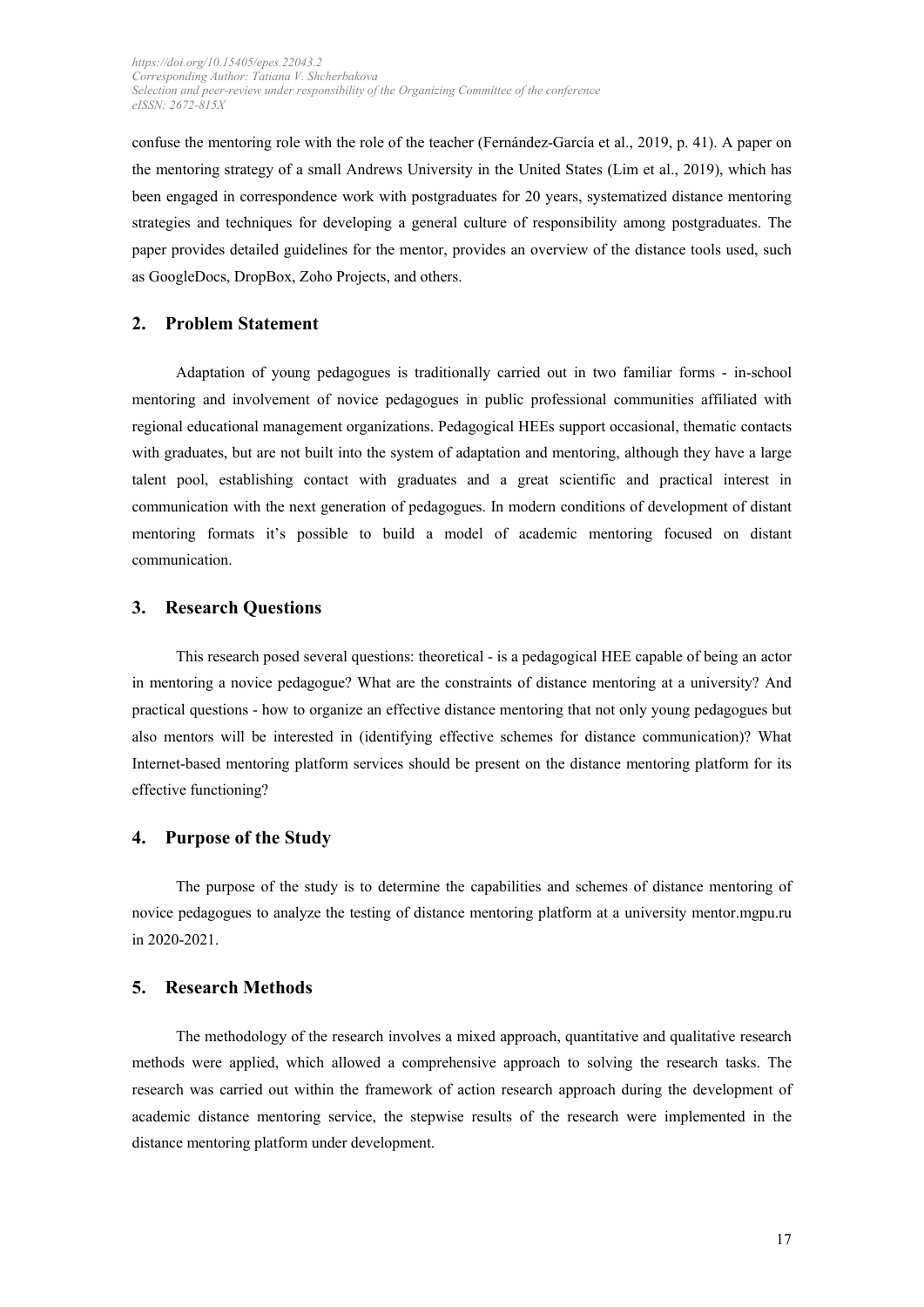confuse the mentoring role with the role of the teacher (Fernández-García et al., 2019, p. 41). A paper on the mentoring strategy of a small Andrews University in the United States (Lim et al., 2019), which has been engaged in correspondence work with postgraduates for 20 years, systematized distance mentoring strategies and techniques for developing a general culture of responsibility among postgraduates. The paper provides detailed guidelines for the mentor, provides an overview of the distance tools used, such as GoogleDocs, DropBox, Zoho Projects, and others.

## 2. Problem Statement

Adaptation of young pedagogues is traditionally carried out in two familiar forms - in-school mentoring and involvement of novice pedagogues in public professional communities affiliated with regional educational management organizations. Pedagogical HEEs support occasional, thematic contacts with graduates, but are not built into the system of adaptation and mentoring, although they have a large talent pool, establishing contact with graduates and a great scientific and practical interest in communication with the next generation of pedagogues. In modern conditions of development of distant mentoring formats it's possible to build a model of academic mentoring focused on distant communication.

## 3. Research Questions

This research posed several questions: theoretical - is a pedagogical HEE capable of being an actor in mentoring a novice pedagogue? What are the constraints of distance mentoring at a university? And practical questions - how to organize an effective distance mentoring that not only young pedagogues but also mentors will be interested in (identifying effective schemes for distance communication)? What Internet-based mentoring platform services should be present on the distance mentoring platform for its effective functioning?

## 4. Purpose of the Study

The purpose of the study is to determine the capabilities and schemes of distance mentoring of novice pedagogues to analyze the testing of distance mentoring platform at a university mentor.mgpu.ru in 2020-2021.

## 5. Research Methods

The methodology of the research involves a mixed approach, quantitative and qualitative research methods were applied, which allowed a comprehensive approach to solving the research tasks. The research was carried out within the framework of action research approach during the development of academic distance mentoring service, the stepwise results of the research were implemented in the distance mentoring platform under development.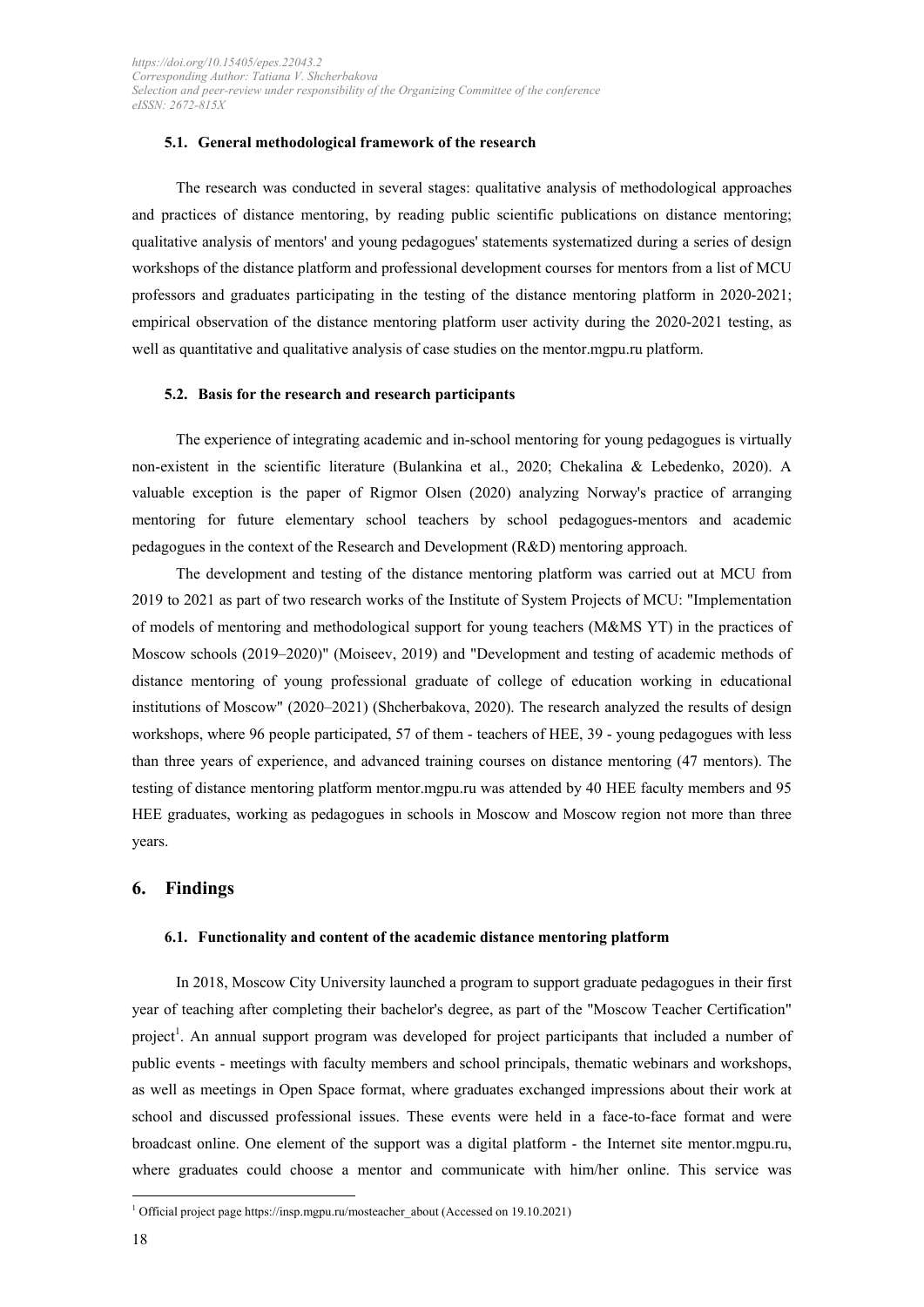### 5.1. General methodological framework of the research

The research was conducted in several stages: qualitative analysis of methodological approaches and practices of distance mentoring, by reading public scientific publications on distance mentoring; qualitative analysis of mentors' and young pedagogues' statements systematized during a series of design workshops of the distance platform and professional development courses for mentors from a list of MCU professors and graduates participating in the testing of the distance mentoring platform in 2020-2021; empirical observation of the distance mentoring platform user activity during the 2020-2021 testing, as well as quantitative and qualitative analysis of case studies on the mentor.mgpu.ru platform.

### 5.2. Basis for the research and research participants

The experience of integrating academic and in-school mentoring for young pedagogues is virtually non-existent in the scientific literature (Bulankina et al., 2020; Chekalina & Lebedenko, 2020). A valuable exception is the paper of Rigmor Olsen (2020) analyzing Norway's practice of arranging mentoring for future elementary school teachers by school pedagogues-mentors and academic pedagogues in the context of the Research and Development (R&D) mentoring approach.

The development and testing of the distance mentoring platform was carried out at MCU from 2019 to 2021 as part of two research works of the Institute of System Projects of MCU: "Implementation of models of mentoring and methodological support for young teachers (M&MS YT) in the practices of Moscow schools (2019–2020)" (Moiseev, 2019) and "Development and testing of academic methods of distance mentoring of young professional graduate of college of education working in educational institutions of Moscow" (2020–2021) (Shcherbakova, 2020). The research analyzed the results of design workshops, where 96 people participated, 57 of them - teachers of HEE, 39 - young pedagogues with less than three years of experience, and advanced training courses on distance mentoring (47 mentors). The testing of distance mentoring platform mentor.mgpu.ru was attended by 40 HEE faculty members and 95 HEE graduates, working as pedagogues in schools in Moscow and Moscow region not more than three years.

## 6. Findings

### 6.1. Functionality and content of the academic distance mentoring platform

In 2018, Moscow City University launched a program to support graduate pedagogues in their first year of teaching after completing their bachelor's degree, as part of the "Moscow Teacher Certification" project[1]. An annual support program was developed for project participants that included a number of public events - meetings with faculty members and school principals, thematic webinars and workshops, as well as meetings in Open Space format, where graduates exchanged impressions about their work at school and discussed professional issues. These events were held in a face-to-face format and were broadcast online. One element of the support was a digital platform - the Internet site mentor.mgpu.ru, where graduates could choose a mentor and communicate with him/her online. This service was

[1] Official project page https://insp.mgpu.ru/mosteacher_about (Accessed on 19.10.2021)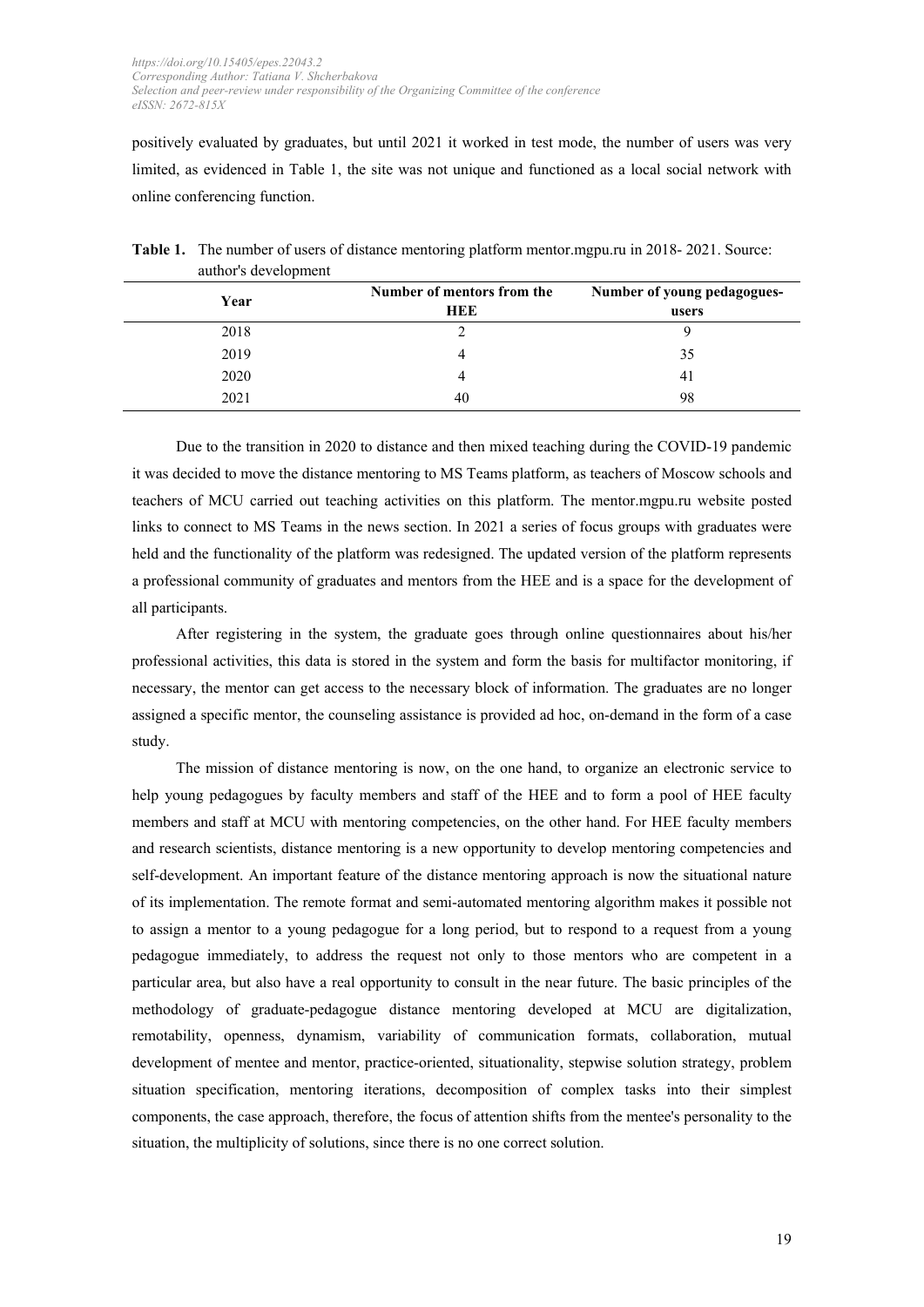positively evaluated by graduates, but until 2021 it worked in test mode, the number of users was very limited, as evidenced in Table 1, the site was not unique and functioned as a local social network with online conferencing function.

**Table 1.** The number of users of distance mentoring platform mentor.mgpu.ru in 2018- 2021. Source: author's development

| Year | Number of mentors from the HEE | Number of young pedagogues-users |
|---|---|---|
| 2018 | 2 | 9 |
| 2019 | 4 | 35 |
| 2020 | 4 | 41 |
| 2021 | 40 | 98 |

Due to the transition in 2020 to distance and then mixed teaching during the COVID-19 pandemic it was decided to move the distance mentoring to MS Teams platform, as teachers of Moscow schools and teachers of MCU carried out teaching activities on this platform. The mentor.mgpu.ru website posted links to connect to MS Teams in the news section. In 2021 a series of focus groups with graduates were held and the functionality of the platform was redesigned. The updated version of the platform represents a professional community of graduates and mentors from the HEE and is a space for the development of all participants.

After registering in the system, the graduate goes through online questionnaires about his/her professional activities, this data is stored in the system and form the basis for multifactor monitoring, if necessary, the mentor can get access to the necessary block of information. The graduates are no longer assigned a specific mentor, the counseling assistance is provided ad hoc, on-demand in the form of a case study.

The mission of distance mentoring is now, on the one hand, to organize an electronic service to help young pedagogues by faculty members and staff of the HEE and to form a pool of HEE faculty members and staff at MCU with mentoring competencies, on the other hand. For HEE faculty members and research scientists, distance mentoring is a new opportunity to develop mentoring competencies and self-development. An important feature of the distance mentoring approach is now the situational nature of its implementation. The remote format and semi-automated mentoring algorithm makes it possible not to assign a mentor to a young pedagogue for a long period, but to respond to a request from a young pedagogue immediately, to address the request not only to those mentors who are competent in a particular area, but also have a real opportunity to consult in the near future. The basic principles of the methodology of graduate-pedagogue distance mentoring developed at MCU are digitalization, remotability, openness, dynamism, variability of communication formats, collaboration, mutual development of mentee and mentor, practice-oriented, situationality, stepwise solution strategy, problem situation specification, mentoring iterations, decomposition of complex tasks into their simplest components, the case approach, therefore, the focus of attention shifts from the mentee's personality to the situation, the multiplicity of solutions, since there is no one correct solution.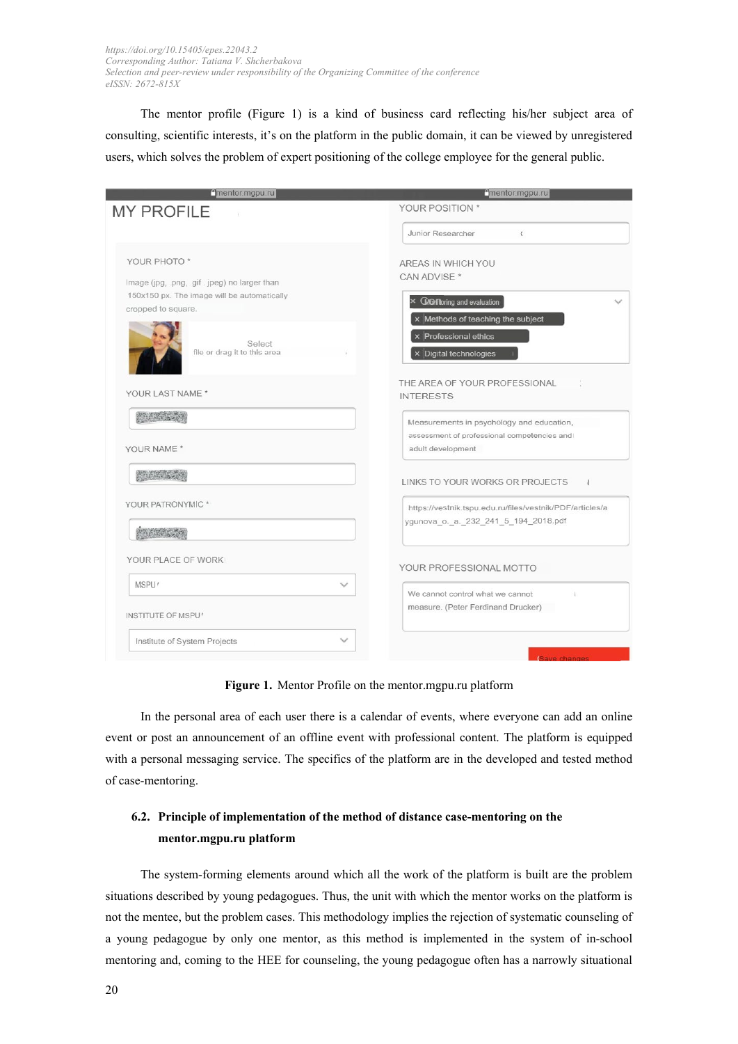The mentor profile (Figure 1) is a kind of business card reflecting his/her subject area of consulting, scientific interests, it's on the platform in the public domain, it can be viewed by unregistered users, which solves the problem of expert positioning of the college employee for the general public.

**Figure 1.** Mentor Profile on the mentor.mgpu.ru platform

In the personal area of each user there is a calendar of events, where everyone can add an online event or post an announcement of an offline event with professional content. The platform is equipped with a personal messaging service. The specifics of the platform are in the developed and tested method of case-mentoring.

### 6.2. Principle of implementation of the method of distance case-mentoring on the mentor.mgpu.ru platform

The system-forming elements around which all the work of the platform is built are the problem situations described by young pedagogues. Thus, the unit with which the mentor works on the platform is not the mentee, but the problem cases. This methodology implies the rejection of systematic counseling of a young pedagogue by only one mentor, as this method is implemented in the system of in-school mentoring and, coming to the HEE for counseling, the young pedagogue often has a narrowly situational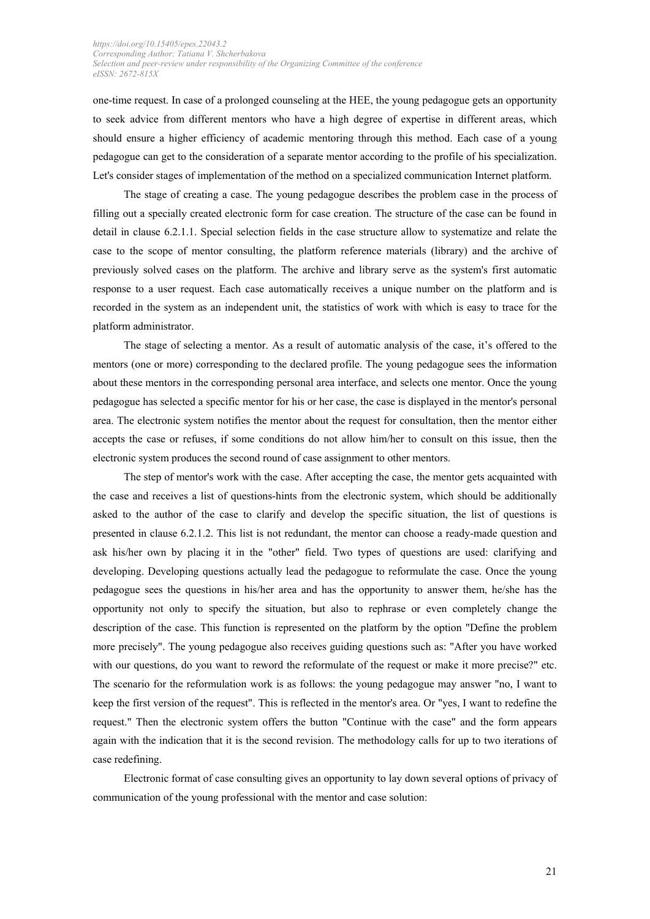one-time request. In case of a prolonged counseling at the HEE, the young pedagogue gets an opportunity to seek advice from different mentors who have a high degree of expertise in different areas, which should ensure a higher efficiency of academic mentoring through this method. Each case of a young pedagogue can get to the consideration of a separate mentor according to the profile of his specialization. Let's consider stages of implementation of the method on a specialized communication Internet platform.

The stage of creating a case. The young pedagogue describes the problem case in the process of filling out a specially created electronic form for case creation. The structure of the case can be found in detail in clause 6.2.1.1. Special selection fields in the case structure allow to systematize and relate the case to the scope of mentor consulting, the platform reference materials (library) and the archive of previously solved cases on the platform. The archive and library serve as the system's first automatic response to a user request. Each case automatically receives a unique number on the platform and is recorded in the system as an independent unit, the statistics of work with which is easy to trace for the platform administrator.

The stage of selecting a mentor. As a result of automatic analysis of the case, it's offered to the mentors (one or more) corresponding to the declared profile. The young pedagogue sees the information about these mentors in the corresponding personal area interface, and selects one mentor. Once the young pedagogue has selected a specific mentor for his or her case, the case is displayed in the mentor's personal area. The electronic system notifies the mentor about the request for consultation, then the mentor either accepts the case or refuses, if some conditions do not allow him/her to consult on this issue, then the electronic system produces the second round of case assignment to other mentors.

The step of mentor's work with the case. After accepting the case, the mentor gets acquainted with the case and receives a list of questions-hints from the electronic system, which should be additionally asked to the author of the case to clarify and develop the specific situation, the list of questions is presented in clause 6.2.1.2. This list is not redundant, the mentor can choose a ready-made question and ask his/her own by placing it in the "other" field. Two types of questions are used: clarifying and developing. Developing questions actually lead the pedagogue to reformulate the case. Once the young pedagogue sees the questions in his/her area and has the opportunity to answer them, he/she has the opportunity not only to specify the situation, but also to rephrase or even completely change the description of the case. This function is represented on the platform by the option "Define the problem more precisely". The young pedagogue also receives guiding questions such as: "After you have worked with our questions, do you want to reword the reformulate of the request or make it more precise?" etc. The scenario for the reformulation work is as follows: the young pedagogue may answer "no, I want to keep the first version of the request". This is reflected in the mentor's area. Or "yes, I want to redefine the request." Then the electronic system offers the button "Continue with the case" and the form appears again with the indication that it is the second revision. The methodology calls for up to two iterations of case redefining.

Electronic format of case consulting gives an opportunity to lay down several options of privacy of communication of the young professional with the mentor and case solution: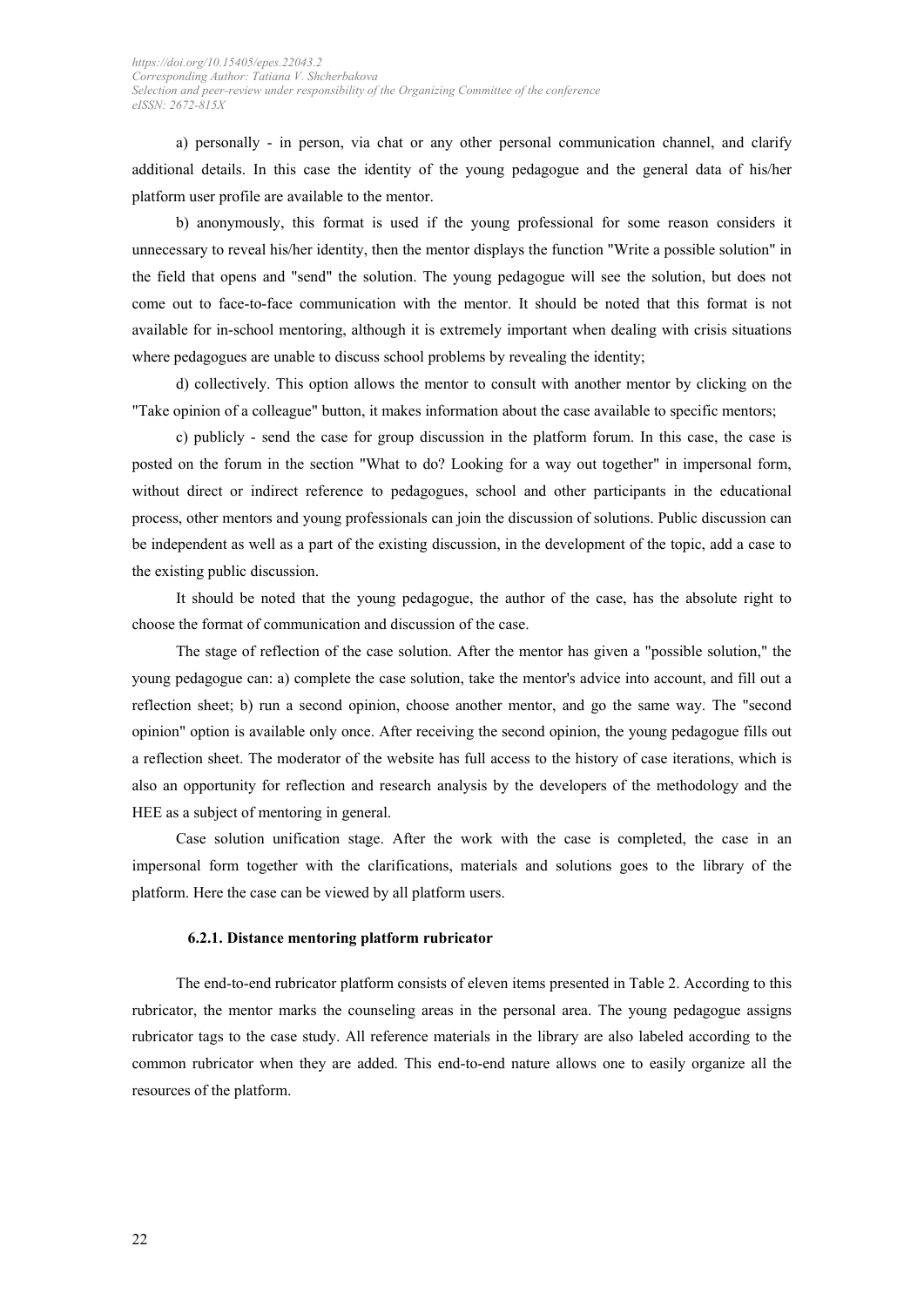a) personally - in person, via chat or any other personal communication channel, and clarify additional details. In this case the identity of the young pedagogue and the general data of his/her platform user profile are available to the mentor.

b) anonymously, this format is used if the young professional for some reason considers it unnecessary to reveal his/her identity, then the mentor displays the function "Write a possible solution" in the field that opens and "send" the solution. The young pedagogue will see the solution, but does not come out to face-to-face communication with the mentor. It should be noted that this format is not available for in-school mentoring, although it is extremely important when dealing with crisis situations where pedagogues are unable to discuss school problems by revealing the identity;

d) collectively. This option allows the mentor to consult with another mentor by clicking on the "Take opinion of a colleague" button, it makes information about the case available to specific mentors;

c) publicly - send the case for group discussion in the platform forum. In this case, the case is posted on the forum in the section "What to do? Looking for a way out together" in impersonal form, without direct or indirect reference to pedagogues, school and other participants in the educational process, other mentors and young professionals can join the discussion of solutions. Public discussion can be independent as well as a part of the existing discussion, in the development of the topic, add a case to the existing public discussion.

It should be noted that the young pedagogue, the author of the case, has the absolute right to choose the format of communication and discussion of the case.

The stage of reflection of the case solution. After the mentor has given a "possible solution," the young pedagogue can: a) complete the case solution, take the mentor's advice into account, and fill out a reflection sheet; b) run a second opinion, choose another mentor, and go the same way. The "second opinion" option is available only once. After receiving the second opinion, the young pedagogue fills out a reflection sheet. The moderator of the website has full access to the history of case iterations, which is also an opportunity for reflection and research analysis by the developers of the methodology and the HEE as a subject of mentoring in general.

Case solution unification stage. After the work with the case is completed, the case in an impersonal form together with the clarifications, materials and solutions goes to the library of the platform. Here the case can be viewed by all platform users.

#### 6.2.1. Distance mentoring platform rubricator

The end-to-end rubricator platform consists of eleven items presented in Table 2. According to this rubricator, the mentor marks the counseling areas in the personal area. The young pedagogue assigns rubricator tags to the case study. All reference materials in the library are also labeled according to the common rubricator when they are added. This end-to-end nature allows one to easily organize all the resources of the platform.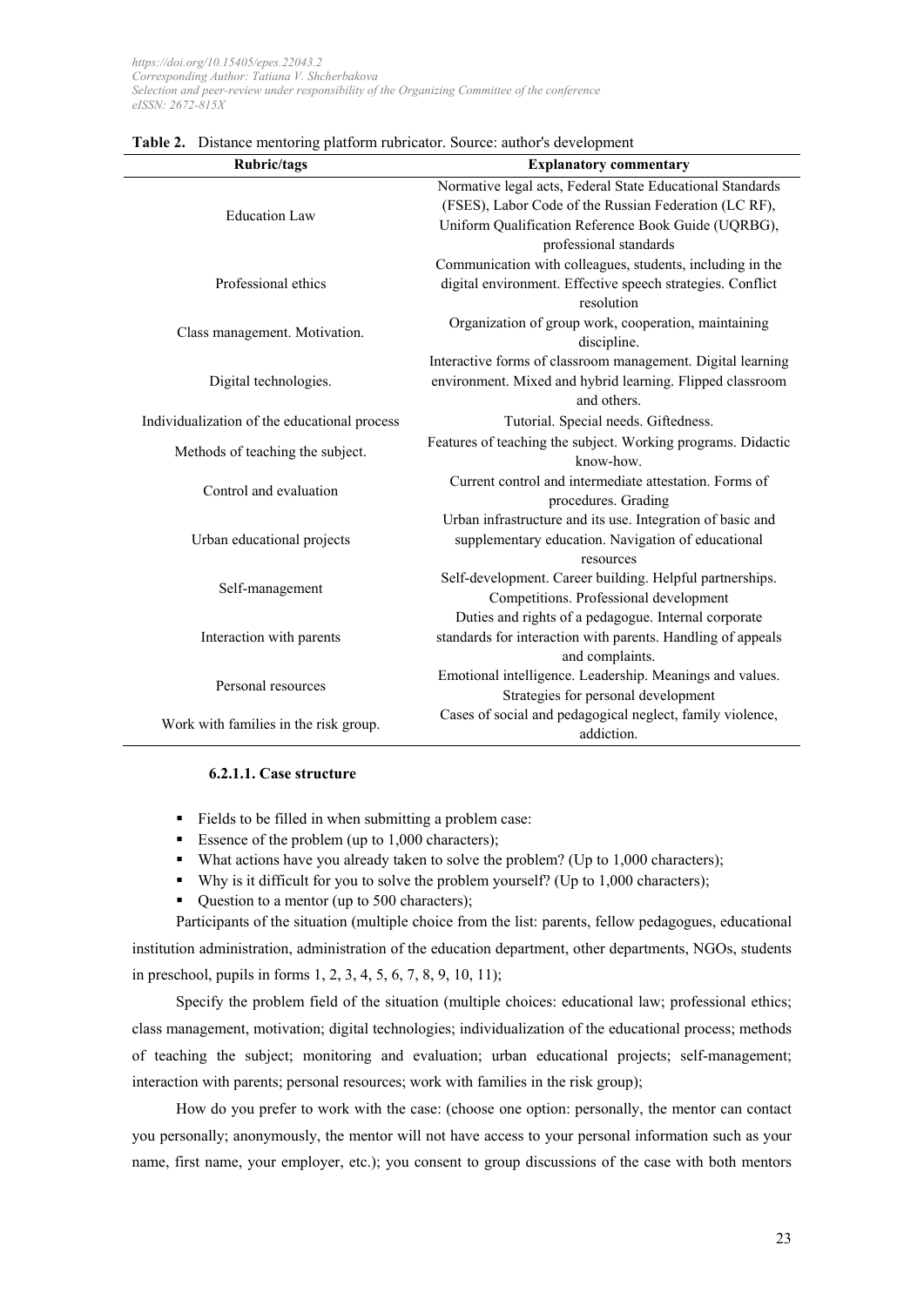**Table 2.** Distance mentoring platform rubricator. Source: author's development

| Rubric/tags | Explanatory commentary |
|---|---|
| Education Law | Normative legal acts, Federal State Educational Standards (FSES), Labor Code of the Russian Federation (LC RF), Uniform Qualification Reference Book Guide (UQRBG), professional standards |
| Professional ethics | Communication with colleagues, students, including in the digital environment. Effective speech strategies. Conflict resolution |
| Class management. Motivation. | Organization of group work, cooperation, maintaining discipline. |
| Digital technologies. | Interactive forms of classroom management. Digital learning environment. Mixed and hybrid learning. Flipped classroom and others. |
| Individualization of the educational process | Tutorial. Special needs. Giftedness. |
| Methods of teaching the subject. | Features of teaching the subject. Working programs. Didactic know-how. |
| Control and evaluation | Current control and intermediate attestation. Forms of procedures. Grading |
| Urban educational projects | Urban infrastructure and its use. Integration of basic and supplementary education. Navigation of educational resources |
| Self-management | Self-development. Career building. Helpful partnerships. Competitions. Professional development |
| Interaction with parents | Duties and rights of a pedagogue. Internal corporate standards for interaction with parents. Handling of appeals and complaints. |
| Personal resources | Emotional intelligence. Leadership. Meanings and values. Strategies for personal development |
| Work with families in the risk group. | Cases of social and pedagogical neglect, family violence, addiction. |

#### 6.2.1.1. Case structure

- Fields to be filled in when submitting a problem case:
- Essence of the problem (up to 1,000 characters);
- What actions have you already taken to solve the problem? (Up to 1,000 characters);
- Why is it difficult for you to solve the problem yourself? (Up to 1,000 characters);
- Question to a mentor (up to 500 characters);

Participants of the situation (multiple choice from the list: parents, fellow pedagogues, educational institution administration, administration of the education department, other departments, NGOs, students in preschool, pupils in forms 1, 2, 3, 4, 5, 6, 7, 8, 9, 10, 11);

Specify the problem field of the situation (multiple choices: educational law; professional ethics; class management, motivation; digital technologies; individualization of the educational process; methods of teaching the subject; monitoring and evaluation; urban educational projects; self-management; interaction with parents; personal resources; work with families in the risk group);

How do you prefer to work with the case: (choose one option: personally, the mentor can contact you personally; anonymously, the mentor will not have access to your personal information such as your name, first name, your employer, etc.); you consent to group discussions of the case with both mentors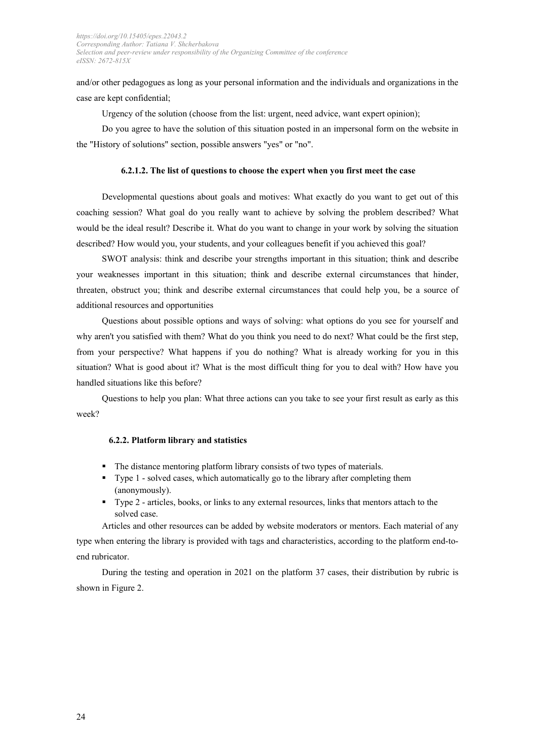and/or other pedagogues as long as your personal information and the individuals and organizations in the case are kept confidential;

Urgency of the solution (choose from the list: urgent, need advice, want expert opinion);

Do you agree to have the solution of this situation posted in an impersonal form on the website in the "History of solutions" section, possible answers "yes" or "no".

#### 6.2.1.2. The list of questions to choose the expert when you first meet the case

Developmental questions about goals and motives: What exactly do you want to get out of this coaching session? What goal do you really want to achieve by solving the problem described? What would be the ideal result? Describe it. What do you want to change in your work by solving the situation described? How would you, your students, and your colleagues benefit if you achieved this goal?

SWOT analysis: think and describe your strengths important in this situation; think and describe your weaknesses important in this situation; think and describe external circumstances that hinder, threaten, obstruct you; think and describe external circumstances that could help you, be a source of additional resources and opportunities

Questions about possible options and ways of solving: what options do you see for yourself and why aren't you satisfied with them? What do you think you need to do next? What could be the first step, from your perspective? What happens if you do nothing? What is already working for you in this situation? What is good about it? What is the most difficult thing for you to deal with? How have you handled situations like this before?

Questions to help you plan: What three actions can you take to see your first result as early as this week?

### 6.2.2. Platform library and statistics

- The distance mentoring platform library consists of two types of materials.
- Type 1 - solved cases, which automatically go to the library after completing them (anonymously).
- Type 2 - articles, books, or links to any external resources, links that mentors attach to the solved case.

Articles and other resources can be added by website moderators or mentors. Each material of any type when entering the library is provided with tags and characteristics, according to the platform end-to-end rubricator.

During the testing and operation in 2021 on the platform 37 cases, their distribution by rubric is shown in Figure 2.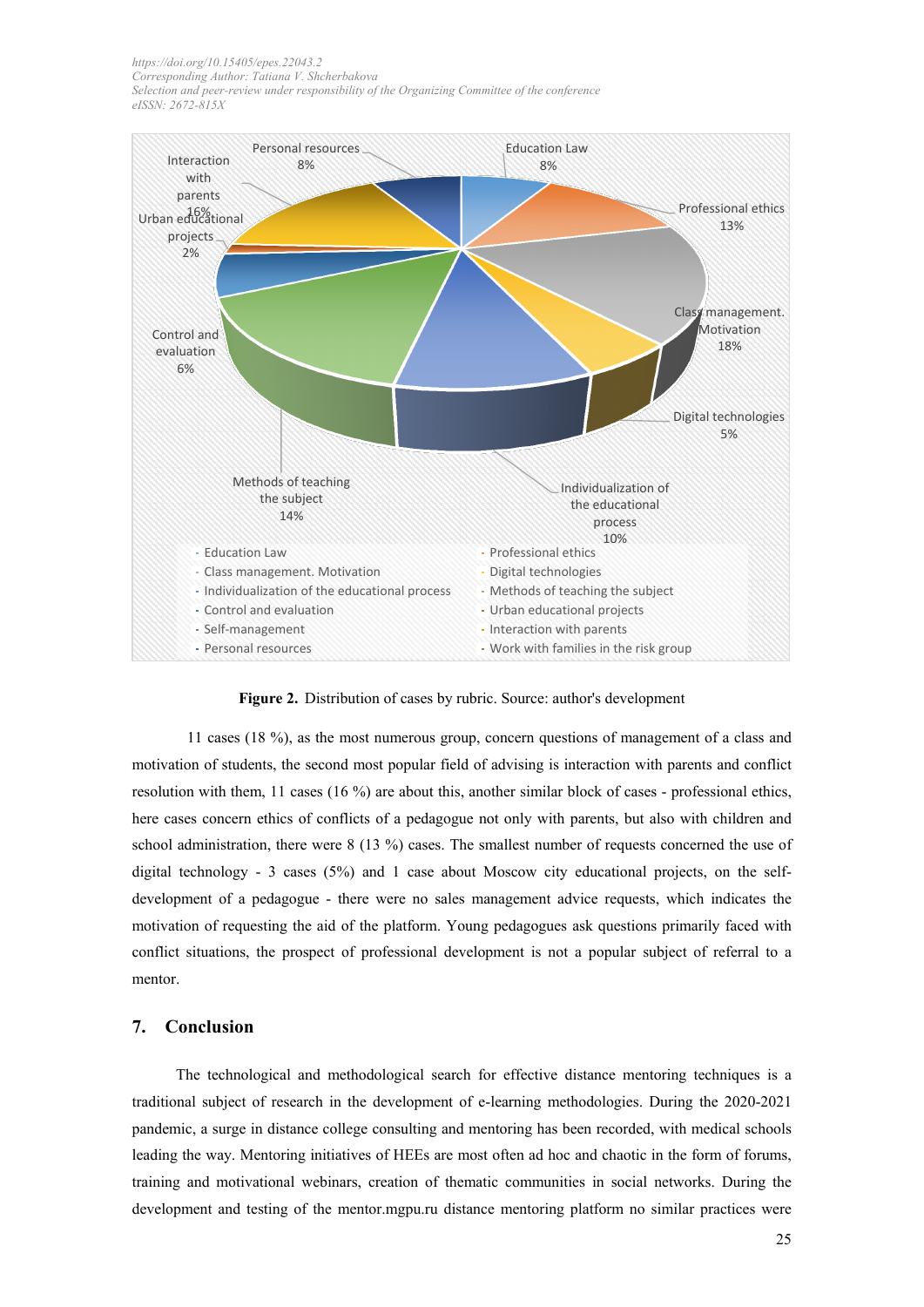Figure 2. Distribution of cases by rubric. Source: author's development

11 cases (18 %), as the most numerous group, concern questions of management of a class and motivation of students, the second most popular field of advising is interaction with parents and conflict resolution with them, 11 cases (16 %) are about this, another similar block of cases - professional ethics, here cases concern ethics of conflicts of a pedagogue not only with parents, but also with children and school administration, there were 8 (13 %) cases. The smallest number of requests concerned the use of digital technology - 3 cases (5%) and 1 case about Moscow city educational projects, on the self-development of a pedagogue - there were no sales management advice requests, which indicates the motivation of requesting the aid of the platform. Young pedagogues ask questions primarily faced with conflict situations, the prospect of professional development is not a popular subject of referral to a mentor.

## 7. Conclusion

The technological and methodological search for effective distance mentoring techniques is a traditional subject of research in the development of e-learning methodologies. During the 2020-2021 pandemic, a surge in distance college consulting and mentoring has been recorded, with medical schools leading the way. Mentoring initiatives of HEEs are most often ad hoc and chaotic in the form of forums, training and motivational webinars, creation of thematic communities in social networks. During the development and testing of the mentor.mgpu.ru distance mentoring platform no similar practices were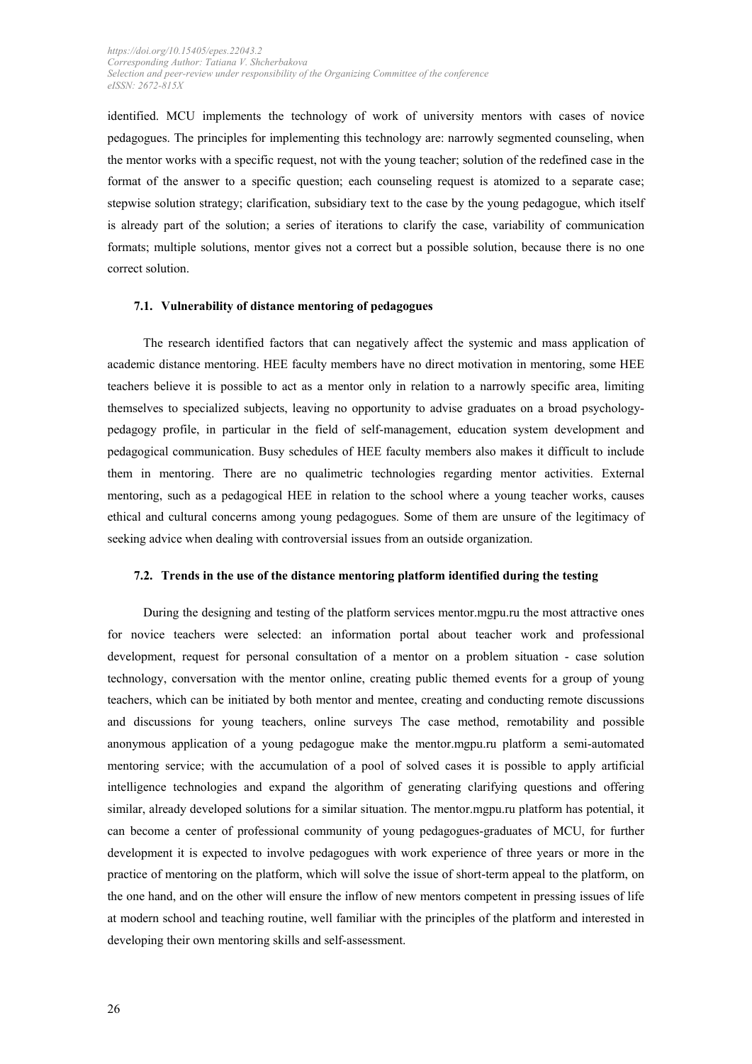identified. MCU implements the technology of work of university mentors with cases of novice pedagogues. The principles for implementing this technology are: narrowly segmented counseling, when the mentor works with a specific request, not with the young teacher; solution of the redefined case in the format of the answer to a specific question; each counseling request is atomized to a separate case; stepwise solution strategy; clarification, subsidiary text to the case by the young pedagogue, which itself is already part of the solution; a series of iterations to clarify the case, variability of communication formats; multiple solutions, mentor gives not a correct but a possible solution, because there is no one correct solution.

### 7.1. Vulnerability of distance mentoring of pedagogues

The research identified factors that can negatively affect the systemic and mass application of academic distance mentoring. HEE faculty members have no direct motivation in mentoring, some HEE teachers believe it is possible to act as a mentor only in relation to a narrowly specific area, limiting themselves to specialized subjects, leaving no opportunity to advise graduates on a broad psychology-pedagogy profile, in particular in the field of self-management, education system development and pedagogical communication. Busy schedules of HEE faculty members also makes it difficult to include them in mentoring. There are no qualimetric technologies regarding mentor activities. External mentoring, such as a pedagogical HEE in relation to the school where a young teacher works, causes ethical and cultural concerns among young pedagogues. Some of them are unsure of the legitimacy of seeking advice when dealing with controversial issues from an outside organization.

### 7.2. Trends in the use of the distance mentoring platform identified during the testing

During the designing and testing of the platform services mentor.mgpu.ru the most attractive ones for novice teachers were selected: an information portal about teacher work and professional development, request for personal consultation of a mentor on a problem situation - case solution technology, conversation with the mentor online, creating public themed events for a group of young teachers, which can be initiated by both mentor and mentee, creating and conducting remote discussions and discussions for young teachers, online surveys The case method, remotability and possible anonymous application of a young pedagogue make the mentor.mgpu.ru platform a semi-automated mentoring service; with the accumulation of a pool of solved cases it is possible to apply artificial intelligence technologies and expand the algorithm of generating clarifying questions and offering similar, already developed solutions for a similar situation. The mentor.mgpu.ru platform has potential, it can become a center of professional community of young pedagogues-graduates of MCU, for further development it is expected to involve pedagogues with work experience of three years or more in the practice of mentoring on the platform, which will solve the issue of short-term appeal to the platform, on the one hand, and on the other will ensure the inflow of new mentors competent in pressing issues of life at modern school and teaching routine, well familiar with the principles of the platform and interested in developing their own mentoring skills and self-assessment.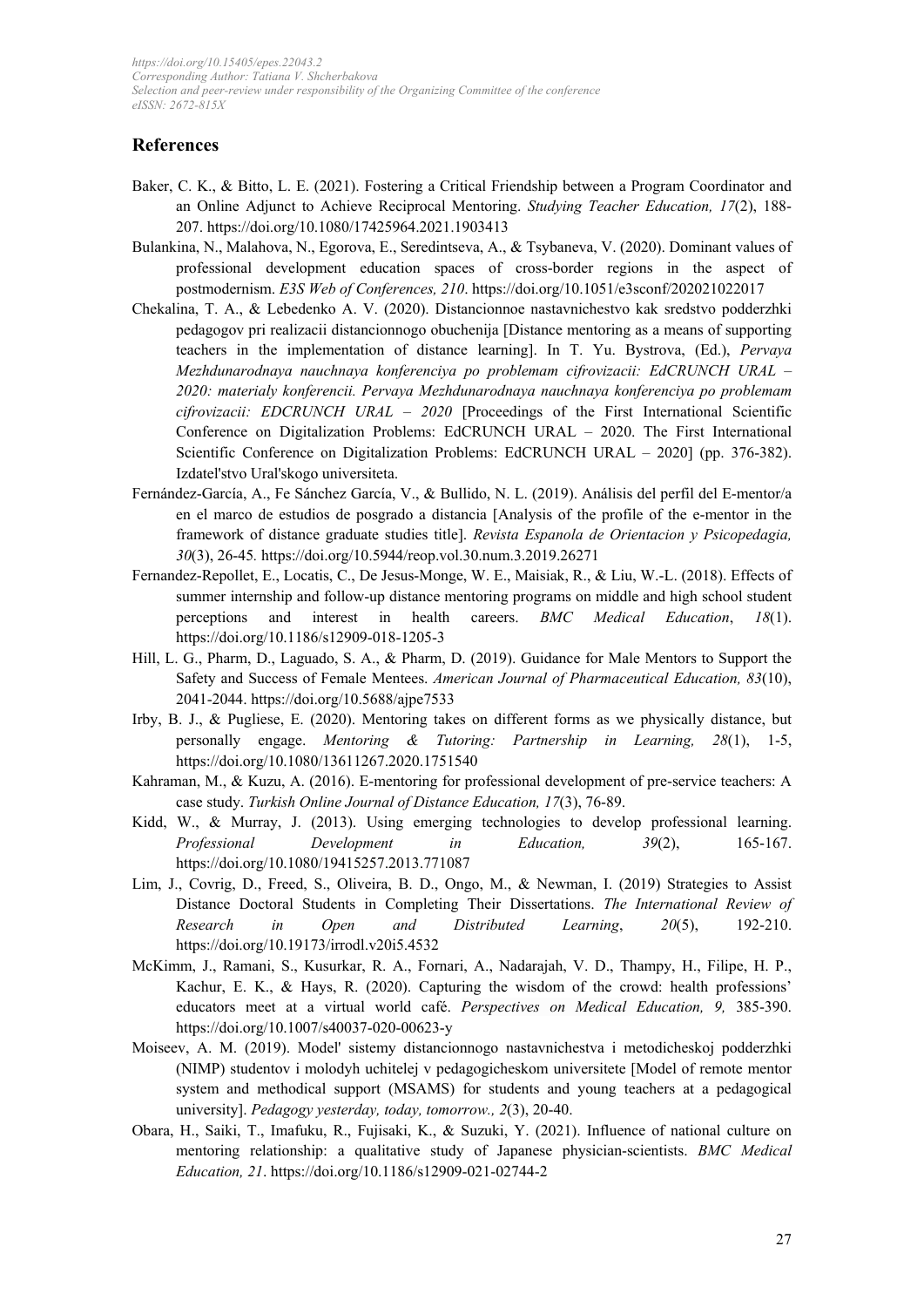## References

Baker, C. K., & Bitto, L. E. (2021). Fostering a Critical Friendship between a Program Coordinator and an Online Adjunct to Achieve Reciprocal Mentoring. *Studying Teacher Education, 17*(2), 188-207. https://doi.org/10.1080/17425964.2021.1903413

Bulankina, N., Malahova, N., Egorova, E., Seredintseva, A., & Tsybaneva, V. (2020). Dominant values of professional development education spaces of cross-border regions in the aspect of postmodernism. *E3S Web of Conferences, 210*. https://doi.org/10.1051/e3sconf/202021022017

Chekalina, T. A., & Lebedenko A. V. (2020). Distancionnoe nastavnichestvo kak sredstvo podderzhki pedagogov pri realizacii distancionnogo obuchenija [Distance mentoring as a means of supporting teachers in the implementation of distance learning]. In T. Yu. Bystrova, (Ed.), *Pervaya Mezhdunarodnaya nauchnaya konferenciya po problemam cifrovizacii: EdCRUNCH URAL – 2020: materialy konferencii. Pervaya Mezhdunarodnaya nauchnaya konferenciya po problemam cifrovizacii: EDCRUNCH URAL – 2020* [Proceedings of the First International Scientific Conference on Digitalization Problems: EdCRUNCH URAL – 2020. The First International Scientific Conference on Digitalization Problems: EdCRUNCH URAL – 2020] (pp. 376-382). Izdatel'stvo Ural'skogo universiteta.

Fernández-García, A., Fe Sánchez García, V., & Bullido, N. L. (2019). Análisis del perfil del E-mentor/a en el marco de estudios de posgrado a distancia [Analysis of the profile of the e-mentor in the framework of distance graduate studies title]. *Revista Espanola de Orientacion y Psicopedagia, 30*(3), 26-45. https://doi.org/10.5944/reop.vol.30.num.3.2019.26271

Fernandez-Repollet, E., Locatis, C., De Jesus-Monge, W. E., Maisiak, R., & Liu, W.-L. (2018). Effects of summer internship and follow-up distance mentoring programs on middle and high school student perceptions and interest in health careers. *BMC Medical Education*, *18*(1). https://doi.org/10.1186/s12909-018-1205-3

Hill, L. G., Pharm, D., Laguado, S. A., & Pharm, D. (2019). Guidance for Male Mentors to Support the Safety and Success of Female Mentees. *American Journal of Pharmaceutical Education, 83*(10), 2041-2044. https://doi.org/10.5688/ajpe7533

Irby, B. J., & Pugliese, E. (2020). Mentoring takes on different forms as we physically distance, but personally engage. *Mentoring & Tutoring: Partnership in Learning, 28*(1), 1-5, https://doi.org/10.1080/13611267.2020.1751540

Kahraman, M., & Kuzu, A. (2016). E-mentoring for professional development of pre-service teachers: A case study. *Turkish Online Journal of Distance Education, 17*(3), 76-89.

Kidd, W., & Murray, J. (2013). Using emerging technologies to develop professional learning. *Professional Development in Education, 39*(2), 165-167. https://doi.org/10.1080/19415257.2013.771087

Lim, J., Covrig, D., Freed, S., Oliveira, B. D., Ongo, M., & Newman, I. (2019) Strategies to Assist Distance Doctoral Students in Completing Their Dissertations. *The International Review of Research in Open and Distributed Learning*, *20*(5), 192-210. https://doi.org/10.19173/irrodl.v20i5.4532

McKimm, J., Ramani, S., Kusurkar, R. A., Fornari, A., Nadarajah, V. D., Thampy, H., Filipe, H. P., Kachur, E. K., & Hays, R. (2020). Capturing the wisdom of the crowd: health professions' educators meet at a virtual world café. *Perspectives on Medical Education, 9,* 385-390. https://doi.org/10.1007/s40037-020-00623-y

Moiseev, A. M. (2019). Model' sistemy distancionnogo nastavnichestva i metodicheskoj podderzhki (NIMP) studentov i molodyh uchitelej v pedagogicheskom universitete [Model of remote mentor system and methodical support (MSAMS) for students and young teachers at a pedagogical university]. *Pedagogy yesterday, today, tomorrow., 2*(3), 20-40.

Obara, H., Saiki, T., Imafuku, R., Fujisaki, K., & Suzuki, Y. (2021). Influence of national culture on mentoring relationship: a qualitative study of Japanese physician-scientists. *BMC Medical Education, 21*. https://doi.org/10.1186/s12909-021-02744-2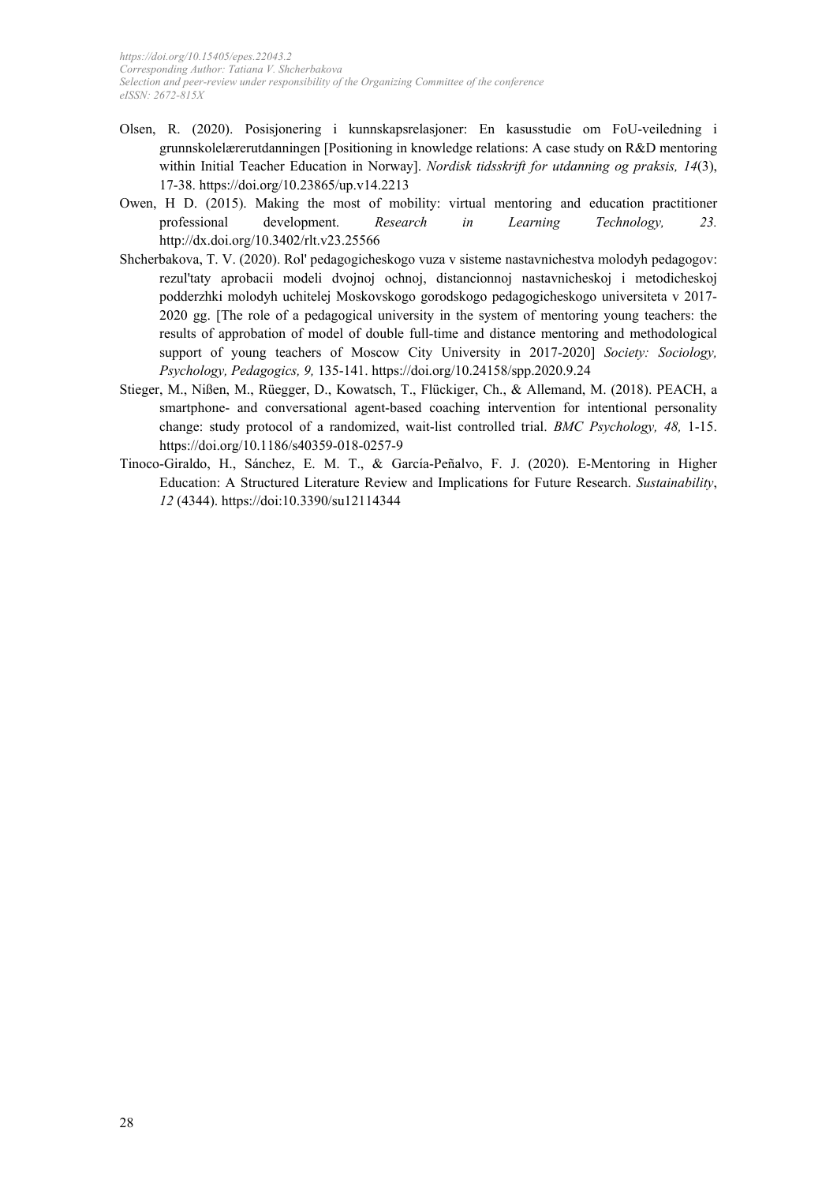Olsen, R. (2020). Posisjonering i kunnskapsrelasjoner: En kasusstudie om FoU-veiledning i grunnskolelærerutdanningen [Positioning in knowledge relations: A case study on R&D mentoring within Initial Teacher Education in Norway]. *Nordisk tidsskrift for utdanning og praksis, 14*(3), 17-38. https://doi.org/10.23865/up.v14.2213

Owen, H D. (2015). Making the most of mobility: virtual mentoring and education practitioner professional development. *Research in Learning Technology, 23.* http://dx.doi.org/10.3402/rlt.v23.25566

Shcherbakova, T. V. (2020). Rol' pedagogicheskogo vuza v sisteme nastavnichestva molodyh pedagogov: rezul'taty aprobacii modeli dvojnoj ochnoj, distancionnoj nastavnicheskoj i metodicheskoj podderzhki molodyh uchitelej Moskovskogo gorodskogo pedagogicheskogo universiteta v 2017-2020 gg. [The role of a pedagogical university in the system of mentoring young teachers: the results of approbation of model of double full-time and distance mentoring and methodological support of young teachers of Moscow City University in 2017-2020] *Society: Sociology, Psychology, Pedagogics, 9,* 135-141. https://doi.org/10.24158/spp.2020.9.24

Stieger, M., Nißen, M., Rüegger, D., Kowatsch, T., Flückiger, Ch., & Allemand, M. (2018). PEACH, a smartphone- and conversational agent-based coaching intervention for intentional personality change: study protocol of a randomized, wait-list controlled trial. *BMC Psychology, 48,* 1-15. https://doi.org/10.1186/s40359-018-0257-9

Tinoco-Giraldo, H., Sánchez, E. M. T., & García-Peñalvo, F. J. (2020). E-Mentoring in Higher Education: A Structured Literature Review and Implications for Future Research. *Sustainability*, *12* (4344). https://doi:10.3390/su12114344